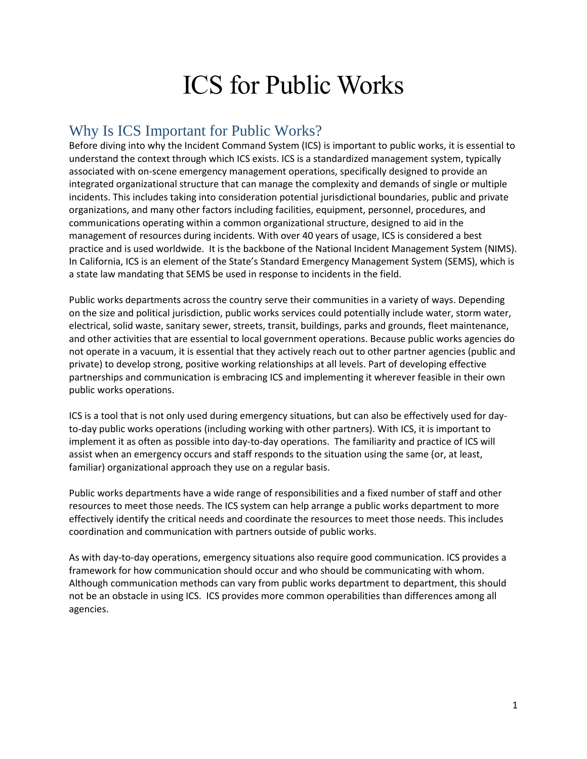# ICS for Public Works

## Why Is ICS Important for Public Works?

Before diving into why the Incident Command System (ICS) is important to public works, it is essential to understand the context through which ICS exists. ICS is a standardized management system, typically associated with on-scene emergency management operations, specifically designed to provide an integrated organizational structure that can manage the complexity and demands of single or multiple incidents. This includes taking into consideration potential jurisdictional boundaries, public and private organizations, and many other factors including facilities, equipment, personnel, procedures, and communications operating within a common organizational structure, designed to aid in the management of resources during incidents. With over 40 years of usage, ICS is considered a best practice and is used worldwide. It is the backbone of the National Incident Management System (NIMS). In California, ICS is an element of the State's Standard Emergency Management System (SEMS), which is a state law mandating that SEMS be used in response to incidents in the field.

Public works departments across the country serve their communities in a variety of ways. Depending on the size and political jurisdiction, public works services could potentially include water, storm water, electrical, solid waste, sanitary sewer, streets, transit, buildings, parks and grounds, fleet maintenance, and other activities that are essential to local government operations. Because public works agencies do not operate in a vacuum, it is essential that they actively reach out to other partner agencies (public and private) to develop strong, positive working relationships at all levels. Part of developing effective partnerships and communication is embracing ICS and implementing it wherever feasible in their own public works operations.

ICS is a tool that is not only used during emergency situations, but can also be effectively used for day-to-day public works operations (including working with other partners). With ICS, it is important to implement it as often as possible into day-to-day operations. The familiarity and practice of ICS will assist when an emergency occurs and staff responds to the situation using the same (or, at least, familiar) organizational approach they use on a regular basis.

Public works departments have a wide range of responsibilities and a fixed number of staff and other resources to meet those needs. The ICS system can help arrange a public works department to more effectively identify the critical needs and coordinate the resources to meet those needs. This includes coordination and communication with partners outside of public works.

As with day-to-day operations, emergency situations also require good communication. ICS provides a framework for how communication should occur and who should be communicating with whom. Although communication methods can vary from public works department to department, this should not be an obstacle in using ICS. ICS provides more common operabilities than differences among all agencies.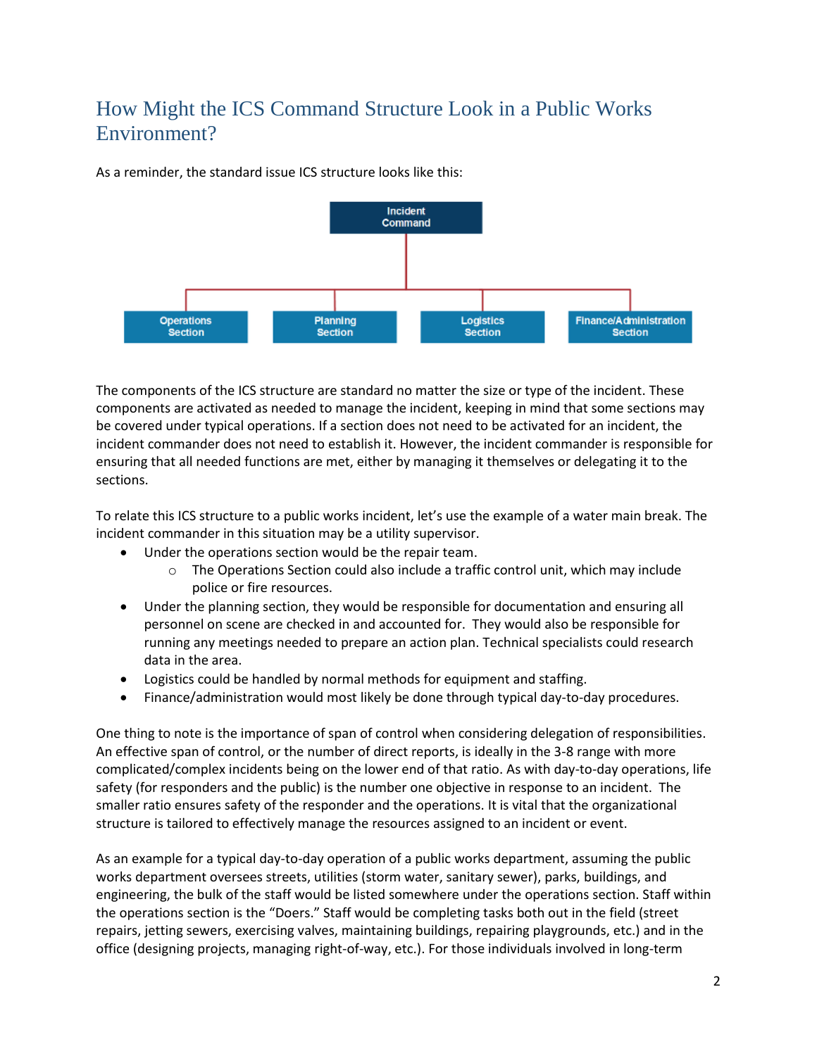## How Might the ICS Command Structure Look in a Public Works Environment?

As a reminder, the standard issue ICS structure looks like this:

Incident Command

Operations Section | Planning Section | Logistics Section | Finance/Administration Section

The components of the ICS structure are standard no matter the size or type of the incident. These components are activated as needed to manage the incident, keeping in mind that some sections may be covered under typical operations. If a section does not need to be activated for an incident, the incident commander does not need to establish it. However, the incident commander is responsible for ensuring that all needed functions are met, either by managing it themselves or delegating it to the sections.

To relate this ICS structure to a public works incident, let's use the example of a water main break. The incident commander in this situation may be a utility supervisor.

- Under the operations section would be the repair team.
  - The Operations Section could also include a traffic control unit, which may include police or fire resources.
- Under the planning section, they would be responsible for documentation and ensuring all personnel on scene are checked in and accounted for. They would also be responsible for running any meetings needed to prepare an action plan. Technical specialists could research data in the area.
- Logistics could be handled by normal methods for equipment and staffing.
- Finance/administration would most likely be done through typical day-to-day procedures.

One thing to note is the importance of span of control when considering delegation of responsibilities. An effective span of control, or the number of direct reports, is ideally in the 3-8 range with more complicated/complex incidents being on the lower end of that ratio. As with day-to-day operations, life safety (for responders and the public) is the number one objective in response to an incident. The smaller ratio ensures safety of the responder and the operations. It is vital that the organizational structure is tailored to effectively manage the resources assigned to an incident or event.

As an example for a typical day-to-day operation of a public works department, assuming the public works department oversees streets, utilities (storm water, sanitary sewer), parks, buildings, and engineering, the bulk of the staff would be listed somewhere under the operations section. Staff within the operations section is the "Doers." Staff would be completing tasks both out in the field (street repairs, jetting sewers, exercising valves, maintaining buildings, repairing playgrounds, etc.) and in the office (designing projects, managing right-of-way, etc.). For those individuals involved in long-term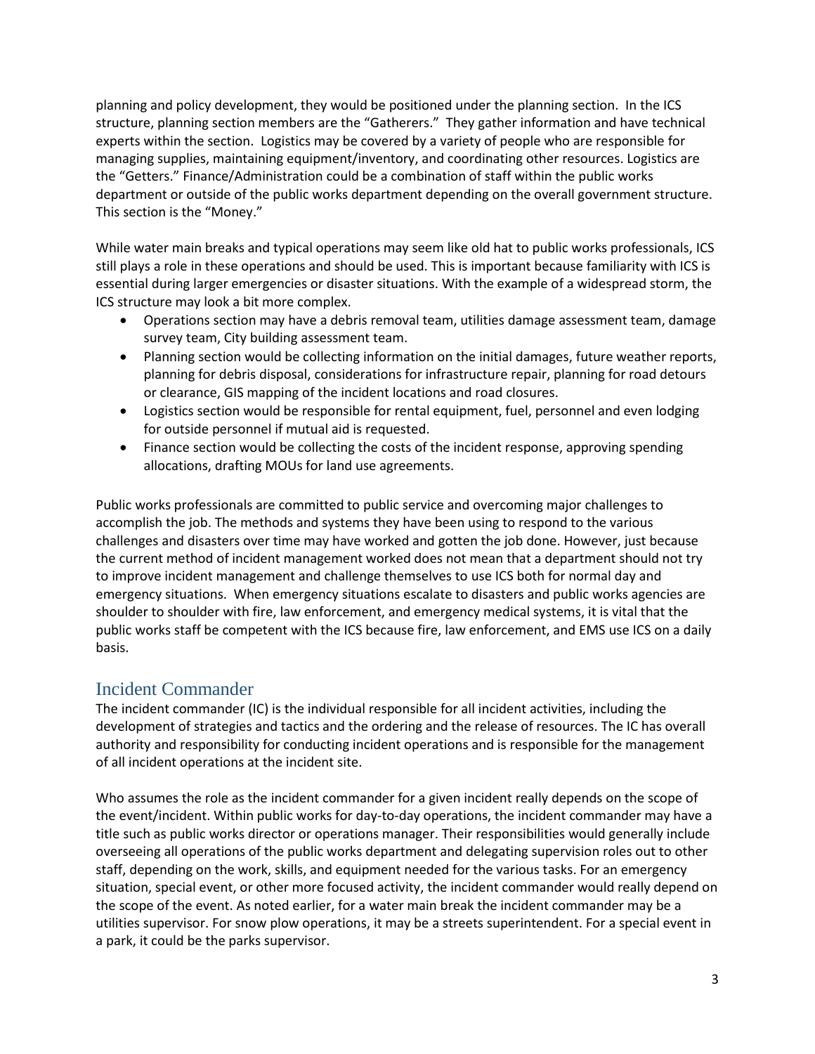planning and policy development, they would be positioned under the planning section. In the ICS structure, planning section members are the "Gatherers." They gather information and have technical experts within the section. Logistics may be covered by a variety of people who are responsible for managing supplies, maintaining equipment/inventory, and coordinating other resources. Logistics are the "Getters." Finance/Administration could be a combination of staff within the public works department or outside of the public works department depending on the overall government structure. This section is the "Money."

While water main breaks and typical operations may seem like old hat to public works professionals, ICS still plays a role in these operations and should be used. This is important because familiarity with ICS is essential during larger emergencies or disaster situations. With the example of a widespread storm, the ICS structure may look a bit more complex.

- Operations section may have a debris removal team, utilities damage assessment team, damage survey team, City building assessment team.
- Planning section would be collecting information on the initial damages, future weather reports, planning for debris disposal, considerations for infrastructure repair, planning for road detours or clearance, GIS mapping of the incident locations and road closures.
- Logistics section would be responsible for rental equipment, fuel, personnel and even lodging for outside personnel if mutual aid is requested.
- Finance section would be collecting the costs of the incident response, approving spending allocations, drafting MOUs for land use agreements.

Public works professionals are committed to public service and overcoming major challenges to accomplish the job. The methods and systems they have been using to respond to the various challenges and disasters over time may have worked and gotten the job done. However, just because the current method of incident management worked does not mean that a department should not try to improve incident management and challenge themselves to use ICS both for normal day and emergency situations. When emergency situations escalate to disasters and public works agencies are shoulder to shoulder with fire, law enforcement, and emergency medical systems, it is vital that the public works staff be competent with the ICS because fire, law enforcement, and EMS use ICS on a daily basis.

## Incident Commander

The incident commander (IC) is the individual responsible for all incident activities, including the development of strategies and tactics and the ordering and the release of resources. The IC has overall authority and responsibility for conducting incident operations and is responsible for the management of all incident operations at the incident site.

Who assumes the role as the incident commander for a given incident really depends on the scope of the event/incident. Within public works for day-to-day operations, the incident commander may have a title such as public works director or operations manager. Their responsibilities would generally include overseeing all operations of the public works department and delegating supervision roles out to other staff, depending on the work, skills, and equipment needed for the various tasks. For an emergency situation, special event, or other more focused activity, the incident commander would really depend on the scope of the event. As noted earlier, for a water main break the incident commander may be a utilities supervisor. For snow plow operations, it may be a streets superintendent. For a special event in a park, it could be the parks supervisor.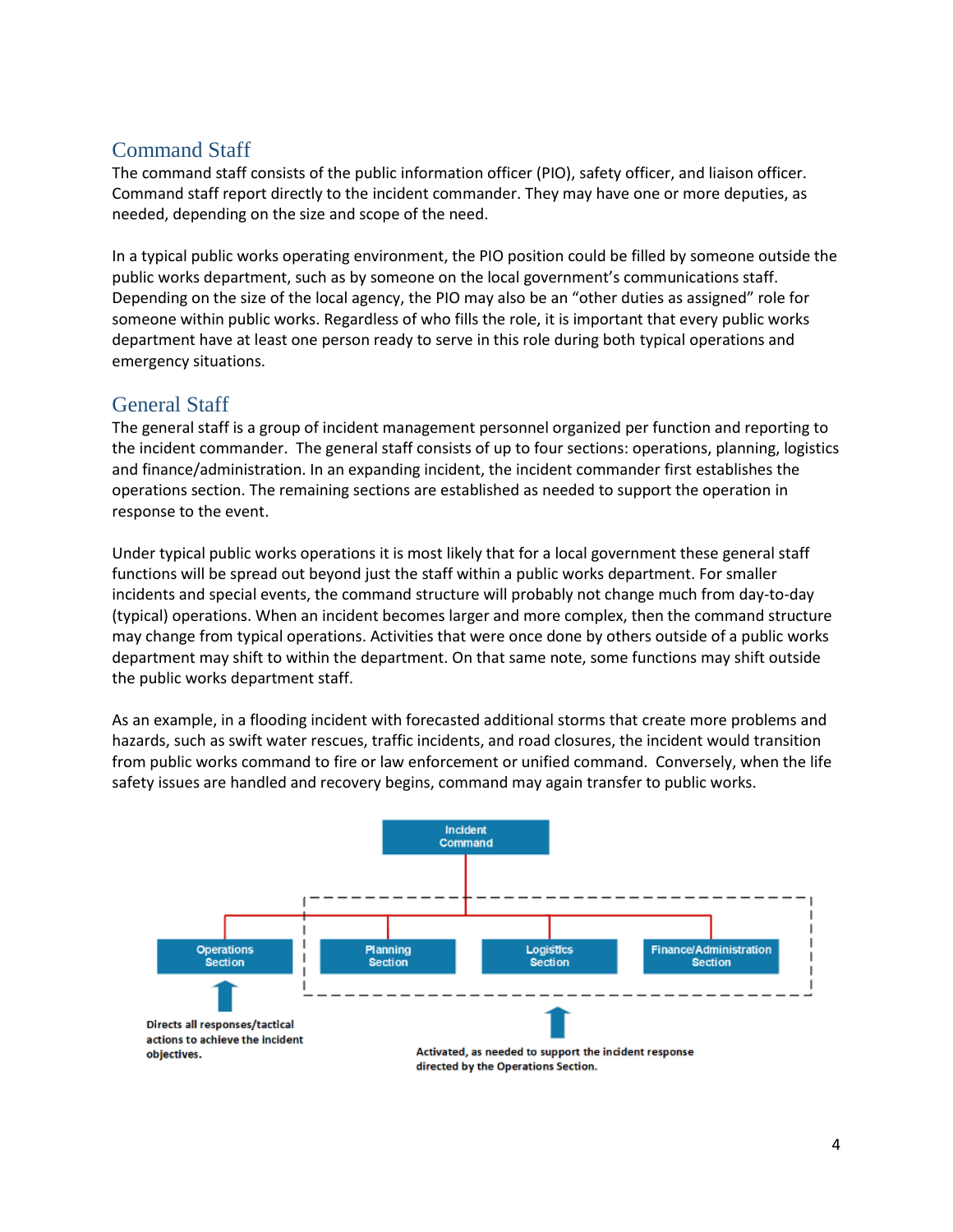## Command Staff

The command staff consists of the public information officer (PIO), safety officer, and liaison officer. Command staff report directly to the incident commander. They may have one or more deputies, as needed, depending on the size and scope of the need.

In a typical public works operating environment, the PIO position could be filled by someone outside the public works department, such as by someone on the local government's communications staff. Depending on the size of the local agency, the PIO may also be an "other duties as assigned" role for someone within public works. Regardless of who fills the role, it is important that every public works department have at least one person ready to serve in this role during both typical operations and emergency situations.

## General Staff

The general staff is a group of incident management personnel organized per function and reporting to the incident commander. The general staff consists of up to four sections: operations, planning, logistics and finance/administration. In an expanding incident, the incident commander first establishes the operations section. The remaining sections are established as needed to support the operation in response to the event.

Under typical public works operations it is most likely that for a local government these general staff functions will be spread out beyond just the staff within a public works department. For smaller incidents and special events, the command structure will probably not change much from day-to-day (typical) operations. When an incident becomes larger and more complex, then the command structure may change from typical operations. Activities that were once done by others outside of a public works department may shift to within the department. On that same note, some functions may shift outside the public works department staff.

As an example, in a flooding incident with forecasted additional storms that create more problems and hazards, such as swift water rescues, traffic incidents, and road closures, the incident would transition from public works command to fire or law enforcement or unified command. Conversely, when the life safety issues are handled and recovery begins, command may again transfer to public works.

Incident Command

Operations Section | Planning Section | Logistics Section | Finance/Administration Section

Operations Section: Directs all responses/tactical actions to achieve the incident objectives.

Planning, Logistics, and Finance/Administration Sections: Activated, as needed to support the incident response directed by the Operations Section.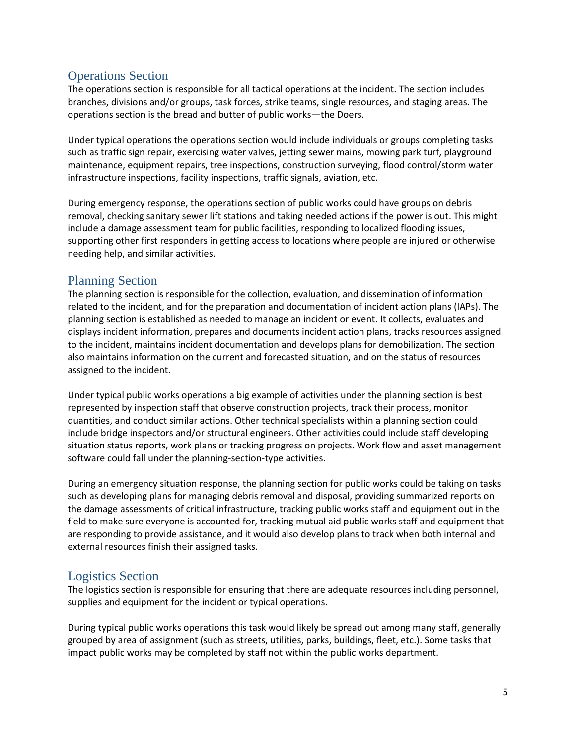## Operations Section

The operations section is responsible for all tactical operations at the incident. The section includes branches, divisions and/or groups, task forces, strike teams, single resources, and staging areas. The operations section is the bread and butter of public works—the Doers.

Under typical operations the operations section would include individuals or groups completing tasks such as traffic sign repair, exercising water valves, jetting sewer mains, mowing park turf, playground maintenance, equipment repairs, tree inspections, construction surveying, flood control/storm water infrastructure inspections, facility inspections, traffic signals, aviation, etc.

During emergency response, the operations section of public works could have groups on debris removal, checking sanitary sewer lift stations and taking needed actions if the power is out. This might include a damage assessment team for public facilities, responding to localized flooding issues, supporting other first responders in getting access to locations where people are injured or otherwise needing help, and similar activities.

## Planning Section

The planning section is responsible for the collection, evaluation, and dissemination of information related to the incident, and for the preparation and documentation of incident action plans (IAPs). The planning section is established as needed to manage an incident or event. It collects, evaluates and displays incident information, prepares and documents incident action plans, tracks resources assigned to the incident, maintains incident documentation and develops plans for demobilization. The section also maintains information on the current and forecasted situation, and on the status of resources assigned to the incident.

Under typical public works operations a big example of activities under the planning section is best represented by inspection staff that observe construction projects, track their process, monitor quantities, and conduct similar actions. Other technical specialists within a planning section could include bridge inspectors and/or structural engineers. Other activities could include staff developing situation status reports, work plans or tracking progress on projects. Work flow and asset management software could fall under the planning-section-type activities.

During an emergency situation response, the planning section for public works could be taking on tasks such as developing plans for managing debris removal and disposal, providing summarized reports on the damage assessments of critical infrastructure, tracking public works staff and equipment out in the field to make sure everyone is accounted for, tracking mutual aid public works staff and equipment that are responding to provide assistance, and it would also develop plans to track when both internal and external resources finish their assigned tasks.

## Logistics Section

The logistics section is responsible for ensuring that there are adequate resources including personnel, supplies and equipment for the incident or typical operations.

During typical public works operations this task would likely be spread out among many staff, generally grouped by area of assignment (such as streets, utilities, parks, buildings, fleet, etc.). Some tasks that impact public works may be completed by staff not within the public works department.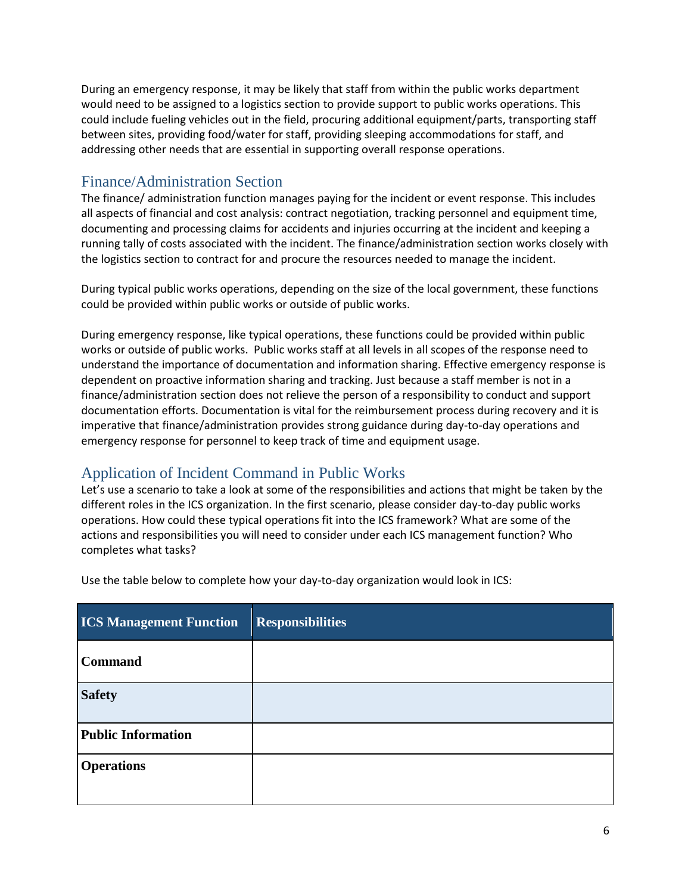During an emergency response, it may be likely that staff from within the public works department would need to be assigned to a logistics section to provide support to public works operations. This could include fueling vehicles out in the field, procuring additional equipment/parts, transporting staff between sites, providing food/water for staff, providing sleeping accommodations for staff, and addressing other needs that are essential in supporting overall response operations.

## Finance/Administration Section

The finance/ administration function manages paying for the incident or event response. This includes all aspects of financial and cost analysis: contract negotiation, tracking personnel and equipment time, documenting and processing claims for accidents and injuries occurring at the incident and keeping a running tally of costs associated with the incident. The finance/administration section works closely with the logistics section to contract for and procure the resources needed to manage the incident.

During typical public works operations, depending on the size of the local government, these functions could be provided within public works or outside of public works.

During emergency response, like typical operations, these functions could be provided within public works or outside of public works. Public works staff at all levels in all scopes of the response need to understand the importance of documentation and information sharing. Effective emergency response is dependent on proactive information sharing and tracking. Just because a staff member is not in a finance/administration section does not relieve the person of a responsibility to conduct and support documentation efforts. Documentation is vital for the reimbursement process during recovery and it is imperative that finance/administration provides strong guidance during day-to-day operations and emergency response for personnel to keep track of time and equipment usage.

## Application of Incident Command in Public Works

Let's use a scenario to take a look at some of the responsibilities and actions that might be taken by the different roles in the ICS organization. In the first scenario, please consider day-to-day public works operations. How could these typical operations fit into the ICS framework? What are some of the actions and responsibilities you will need to consider under each ICS management function? Who completes what tasks?

Use the table below to complete how your day-to-day organization would look in ICS:

| ICS Management Function | Responsibilities |
|---|---|
| **Command** | |
| **Safety** | |
| **Public Information** | |
| **Operations** | |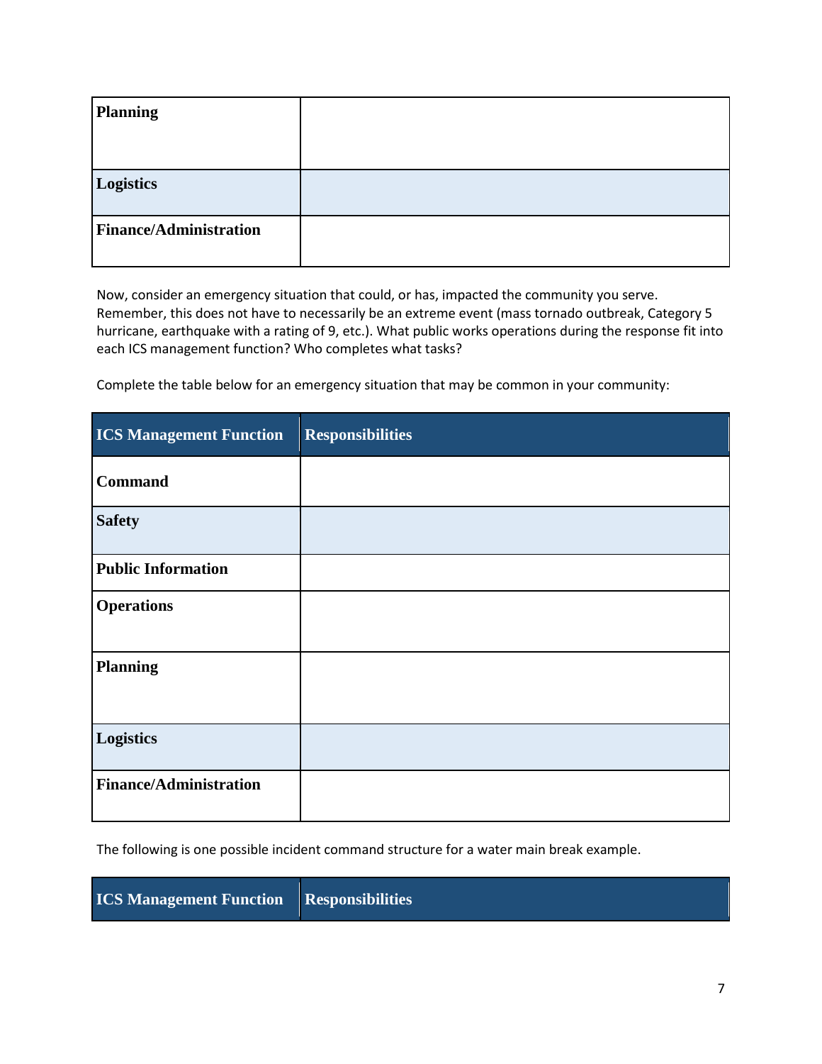| | |
|---|---|
| **Planning** | |
| **Logistics** | |
| **Finance/Administration** | |

Now, consider an emergency situation that could, or has, impacted the community you serve. Remember, this does not have to necessarily be an extreme event (mass tornado outbreak, Category 5 hurricane, earthquake with a rating of 9, etc.). What public works operations during the response fit into each ICS management function? Who completes what tasks?

Complete the table below for an emergency situation that may be common in your community:

| ICS Management Function | Responsibilities |
|---|---|
| **Command** | |
| **Safety** | |
| **Public Information** | |
| **Operations** | |
| **Planning** | |
| **Logistics** | |
| **Finance/Administration** | |

The following is one possible incident command structure for a water main break example.

| ICS Management Function | Responsibilities |
|---|---|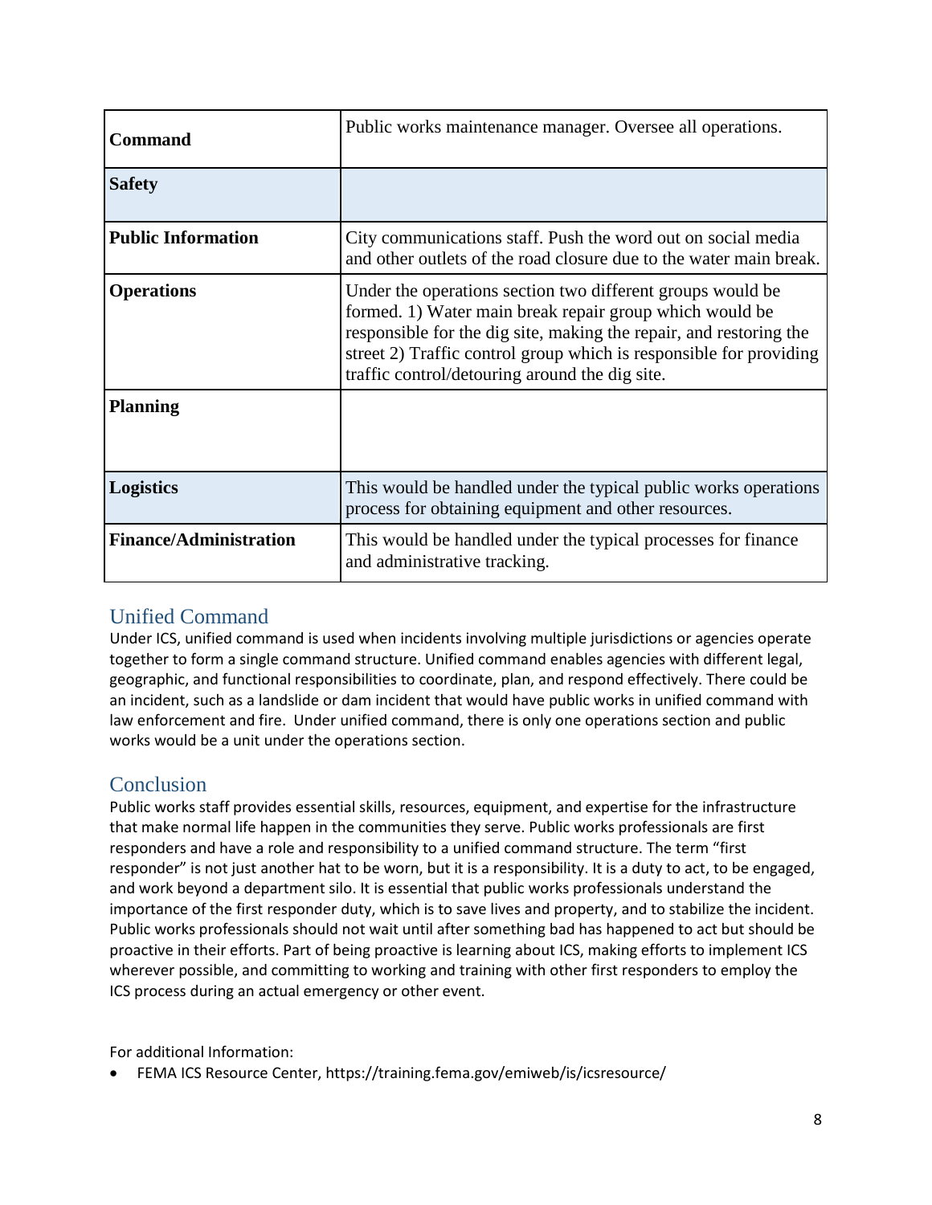| Command | Public works maintenance manager. Oversee all operations. |
|---|---|
| Safety | |
| Public Information | City communications staff. Push the word out on social media and other outlets of the road closure due to the water main break. |
| Operations | Under the operations section two different groups would be formed. 1) Water main break repair group which would be responsible for the dig site, making the repair, and restoring the street 2) Traffic control group which is responsible for providing traffic control/detouring around the dig site. |
| Planning | |
| Logistics | This would be handled under the typical public works operations process for obtaining equipment and other resources. |
| Finance/Administration | This would be handled under the typical processes for finance and administrative tracking. |

## Unified Command

Under ICS, unified command is used when incidents involving multiple jurisdictions or agencies operate together to form a single command structure. Unified command enables agencies with different legal, geographic, and functional responsibilities to coordinate, plan, and respond effectively. There could be an incident, such as a landslide or dam incident that would have public works in unified command with law enforcement and fire. Under unified command, there is only one operations section and public works would be a unit under the operations section.

## Conclusion

Public works staff provides essential skills, resources, equipment, and expertise for the infrastructure that make normal life happen in the communities they serve. Public works professionals are first responders and have a role and responsibility to a unified command structure. The term "first responder" is not just another hat to be worn, but it is a responsibility. It is a duty to act, to be engaged, and work beyond a department silo. It is essential that public works professionals understand the importance of the first responder duty, which is to save lives and property, and to stabilize the incident. Public works professionals should not wait until after something bad has happened to act but should be proactive in their efforts. Part of being proactive is learning about ICS, making efforts to implement ICS wherever possible, and committing to working and training with other first responders to employ the ICS process during an actual emergency or other event.

For additional Information:

- FEMA ICS Resource Center, https://training.fema.gov/emiweb/is/icsresource/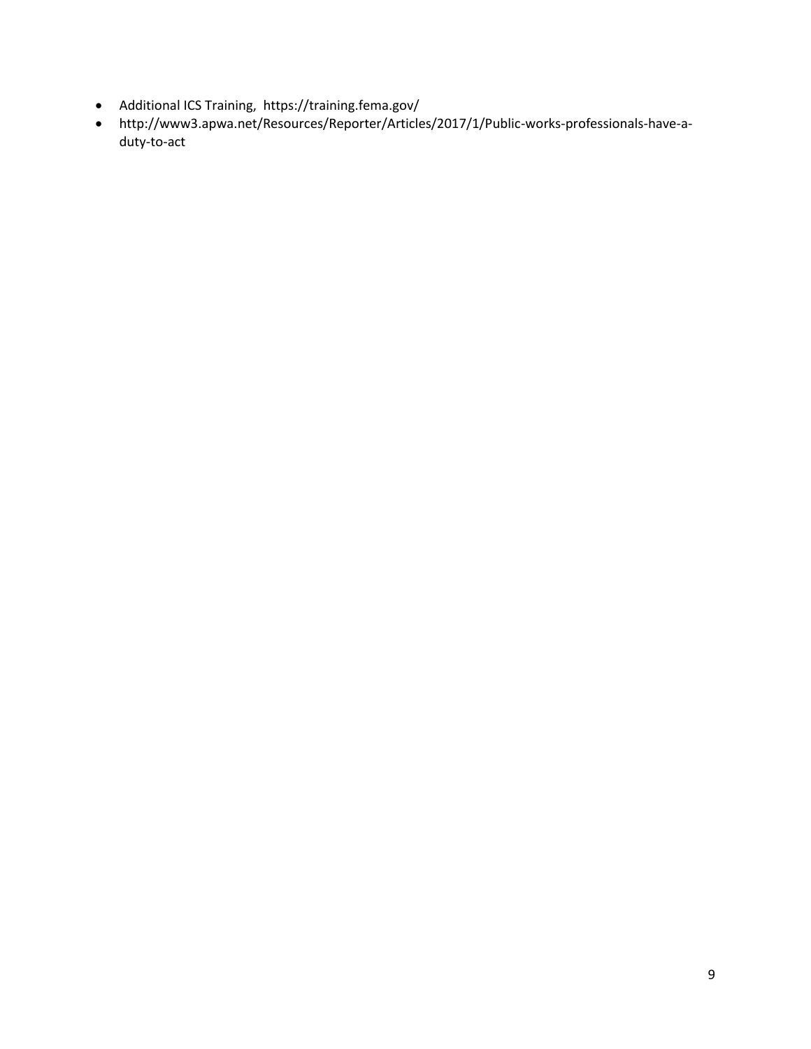- Additional ICS Training, https://training.fema.gov/
- http://www3.apwa.net/Resources/Reporter/Articles/2017/1/Public-works-professionals-have-a-duty-to-act